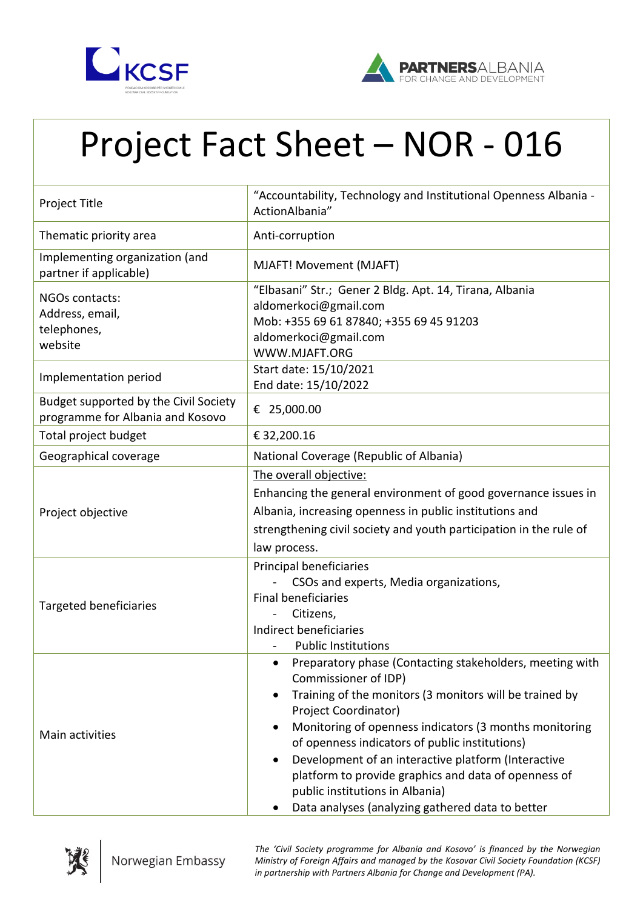# Project Fact Sheet – NOR - 016

| | |
|---|---|
| Project Title | "Accountability, Technology and Institutional Openness Albania - ActionAlbania" |
| Thematic priority area | Anti-corruption |
| Implementing organization (and partner if applicable) | MJAFT! Movement (MJAFT) |
| NGOs contacts: Address, email, telephones, website | "Elbasani" Str.; Gener 2 Bldg. Apt. 14, Tirana, Albania<br>aldomerkoci@gmail.com<br>Mob: +355 69 61 87840; +355 69 45 91203<br>aldomerkoci@gmail.com<br>WWW.MJAFT.ORG |
| Implementation period | Start date: 15/10/2021<br>End date: 15/10/2022 |
| Budget supported by the Civil Society programme for Albania and Kosovo | € 25,000.00 |
| Total project budget | € 32,200.16 |
| Geographical coverage | National Coverage (Republic of Albania) |
| Project objective | The overall objective:<br>Enhancing the general environment of good governance issues in Albania, increasing openness in public institutions and strengthening civil society and youth participation in the rule of law process. |
| Targeted beneficiaries | Principal beneficiaries<br>- CSOs and experts, Media organizations,<br>Final beneficiaries<br>- Citizens,<br>Indirect beneficiaries<br>- Public Institutions |
| Main activities | • Preparatory phase (Contacting stakeholders, meeting with Commissioner of IDP)<br>• Training of the monitors (3 monitors will be trained by Project Coordinator)<br>• Monitoring of openness indicators (3 months monitoring of openness indicators of public institutions)<br>• Development of an interactive platform (Interactive platform to provide graphics and data of openness of public institutions in Albania)<br>• Data analyses (analyzing gathered data to better |

*The 'Civil Society programme for Albania and Kosovo' is financed by the Norwegian Ministry of Foreign Affairs and managed by the Kosovar Civil Society Foundation (KCSF) in partnership with Partners Albania for Change and Development (PA).*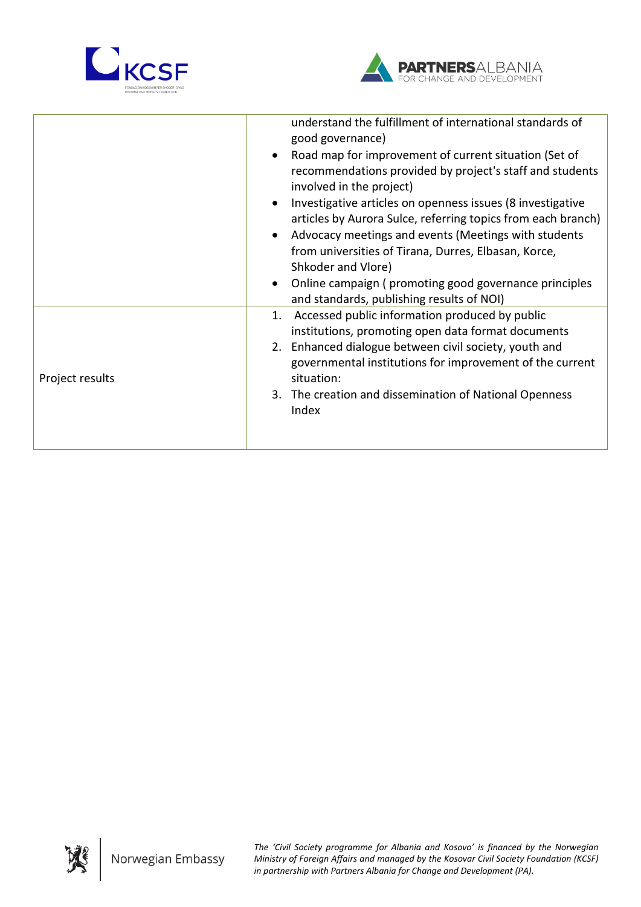| | |
|---|---|
| | understand the fulfillment of international standards of good governance)<br>• Road map for improvement of current situation (Set of recommendations provided by project's staff and students involved in the project)<br>• Investigative articles on openness issues (8 investigative articles by Aurora Sulce, referring topics from each branch)<br>• Advocacy meetings and events (Meetings with students from universities of Tirana, Durres, Elbasan, Korce, Shkoder and Vlore)<br>• Online campaign ( promoting good governance principles and standards, publishing results of NOI) |
| Project results | 1. Accessed public information produced by public institutions, promoting open data format documents<br>2. Enhanced dialogue between civil society, youth and governmental institutions for improvement of the current situation:<br>3. The creation and dissemination of National Openness Index |